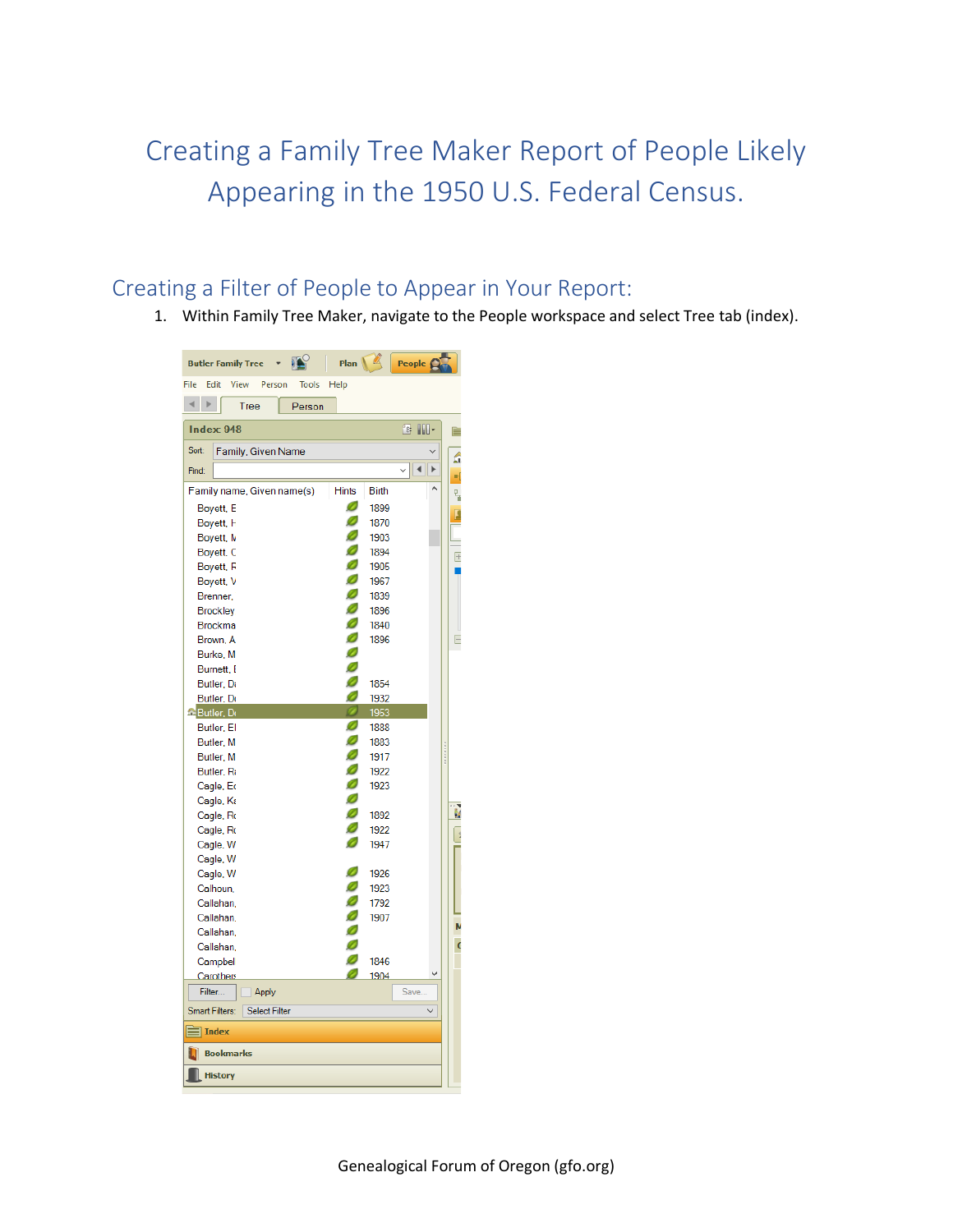# Creating a Family Tree Maker Report of People Likely Appearing in the 1950 U.S. Federal Census.

## Creating a Filter of People to Appear in Your Report:

1. Within Family Tree Maker, navigate to the People workspace and select Tree tab (index).

Genealogical Forum of Oregon (gfo.org)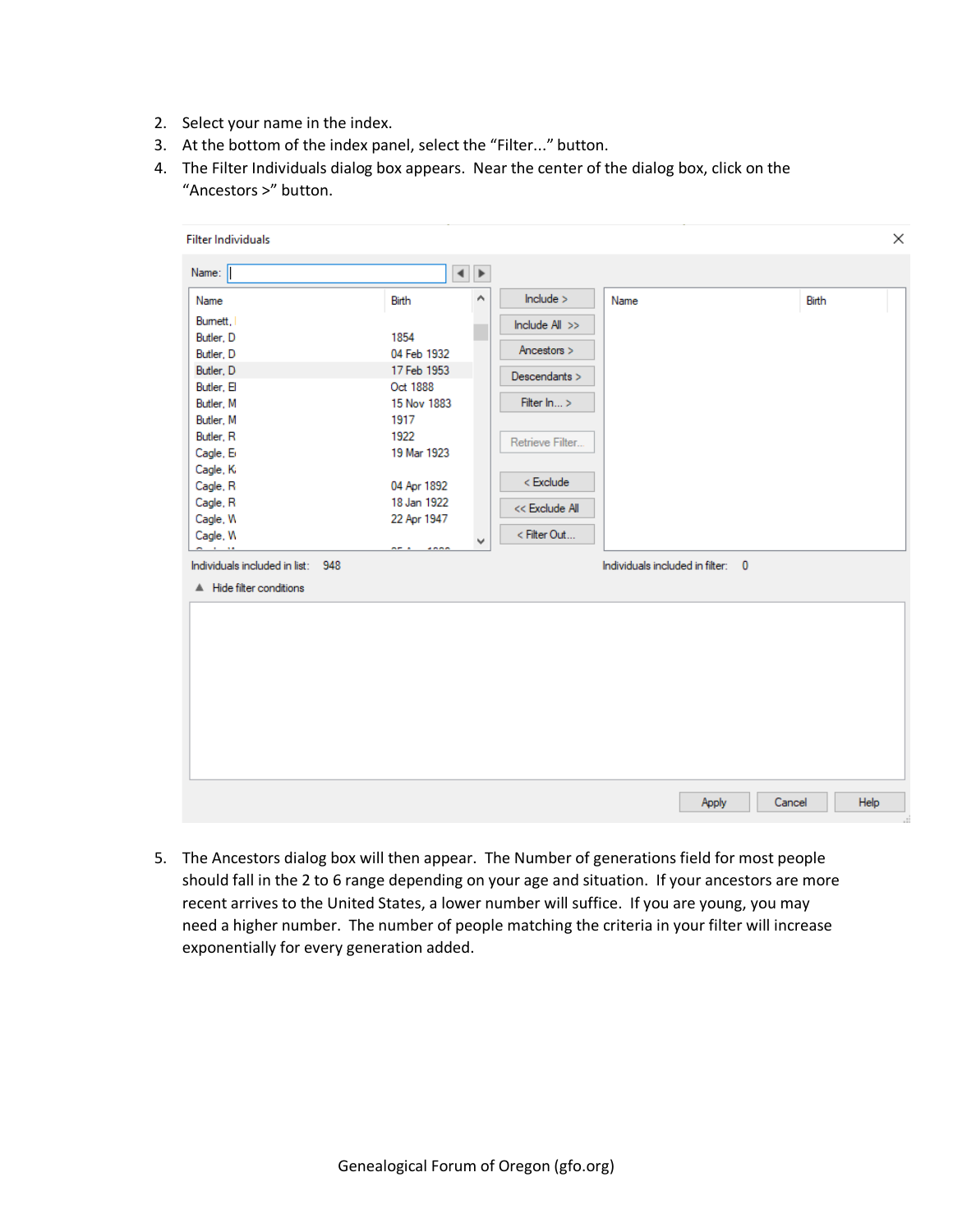2. Select your name in the index.
3. At the bottom of the index panel, select the "Filter..." button.
4. The Filter Individuals dialog box appears. Near the center of the dialog box, click on the "Ancestors >" button.

5. The Ancestors dialog box will then appear. The Number of generations field for most people should fall in the 2 to 6 range depending on your age and situation. If your ancestors are more recent arrives to the United States, a lower number will suffice. If you are young, you may need a higher number. The number of people matching the criteria in your filter will increase exponentially for every generation added.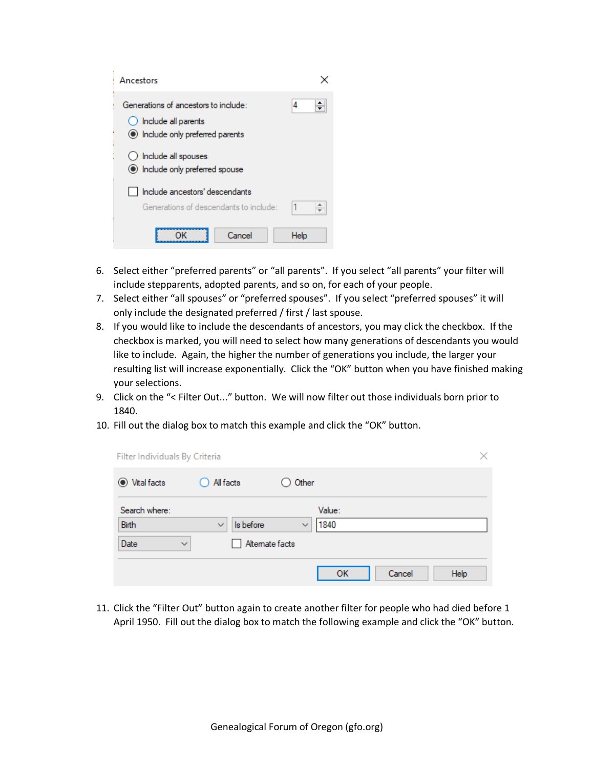Ancestors

Generations of ancestors to include: 4

- Include all parents
- Include only preferred parents

- Include all spouses
- Include only preferred spouse

- Include ancestors' descendants

Generations of descendants to include: 1

OK Cancel Help

6. Select either "preferred parents" or "all parents". If you select "all parents" your filter will include stepparents, adopted parents, and so on, for each of your people.
7. Select either "all spouses" or "preferred spouses". If you select "preferred spouses" it will only include the designated preferred / first / last spouse.
8. If you would like to include the descendants of ancestors, you may click the checkbox. If the checkbox is marked, you will need to select how many generations of descendants you would like to include. Again, the higher the number of generations you include, the larger your resulting list will increase exponentially. Click the "OK" button when you have finished making your selections.
9. Click on the "< Filter Out..." button. We will now filter out those individuals born prior to 1840.
10. Fill out the dialog box to match this example and click the "OK" button.

Filter Individuals By Criteria

- Vital facts
- All facts
- Other

Search where: Birth | Is before

Value: 1840

Date

- Alternate facts

OK Cancel Help

11. Click the "Filter Out" button again to create another filter for people who had died before 1 April 1950. Fill out the dialog box to match the following example and click the "OK" button.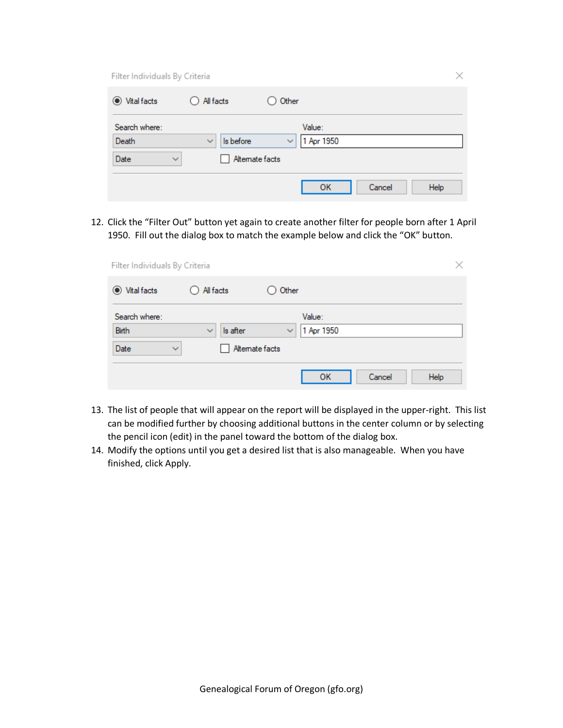Filter Individuals By Criteria

- (•) Vital facts
- ( ) All facts
- ( ) Other

Search where: Death | Is before | Value: 1 Apr 1950

Date

[ ] Alternate facts

OK | Cancel | Help

12. Click the "Filter Out" button yet again to create another filter for people born after 1 April 1950. Fill out the dialog box to match the example below and click the "OK" button.

Filter Individuals By Criteria

- (•) Vital facts
- ( ) All facts
- ( ) Other

Search where: Birth | Is after | Value: 1 Apr 1950

Date

[ ] Alternate facts

OK | Cancel | Help

13. The list of people that will appear on the report will be displayed in the upper-right. This list can be modified further by choosing additional buttons in the center column or by selecting the pencil icon (edit) in the panel toward the bottom of the dialog box.
14. Modify the options until you get a desired list that is also manageable. When you have finished, click Apply.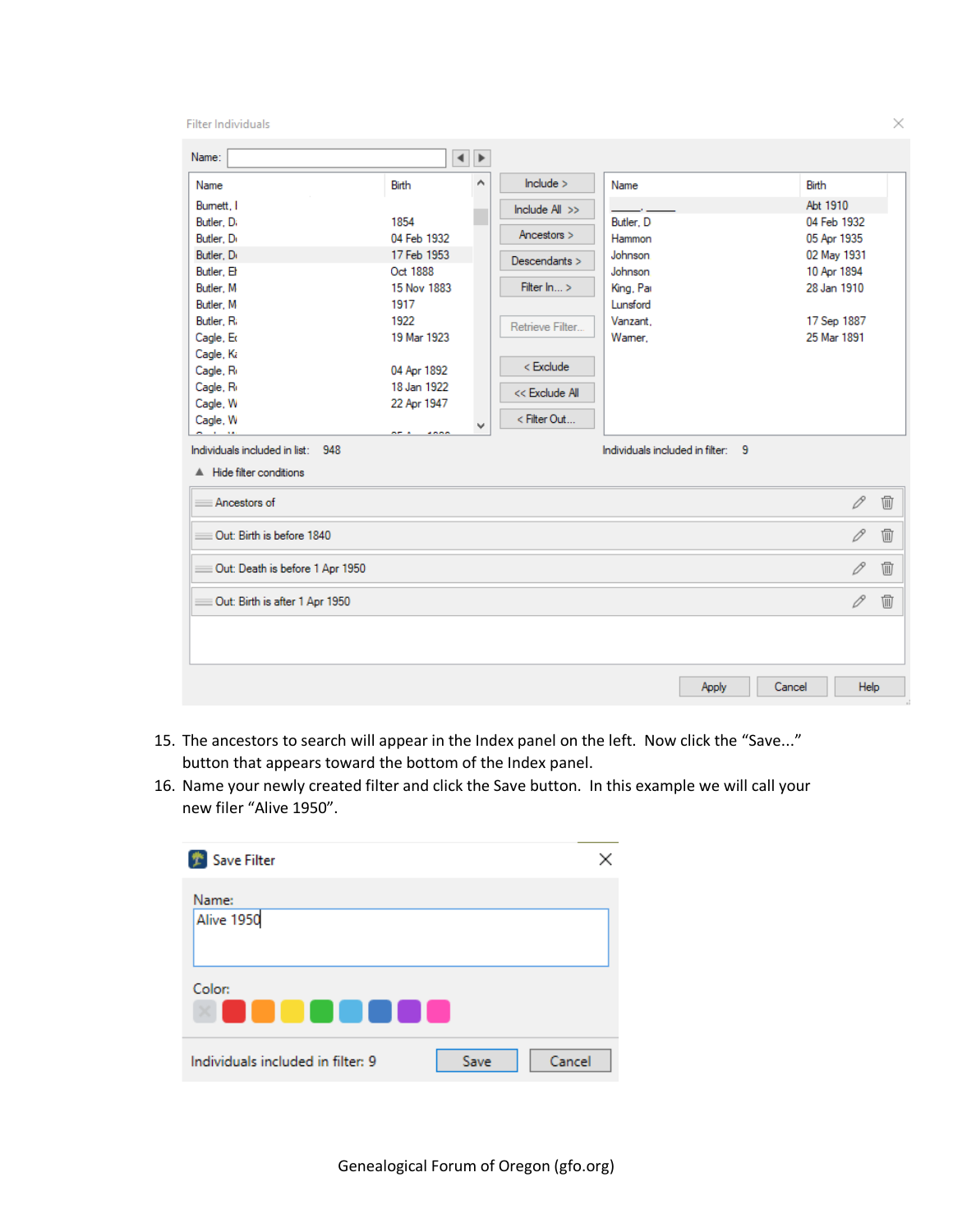15. The ancestors to search will appear in the Index panel on the left. Now click the "Save..." button that appears toward the bottom of the Index panel.
16. Name your newly created filter and click the Save button. In this example we will call your new filer "Alive 1950".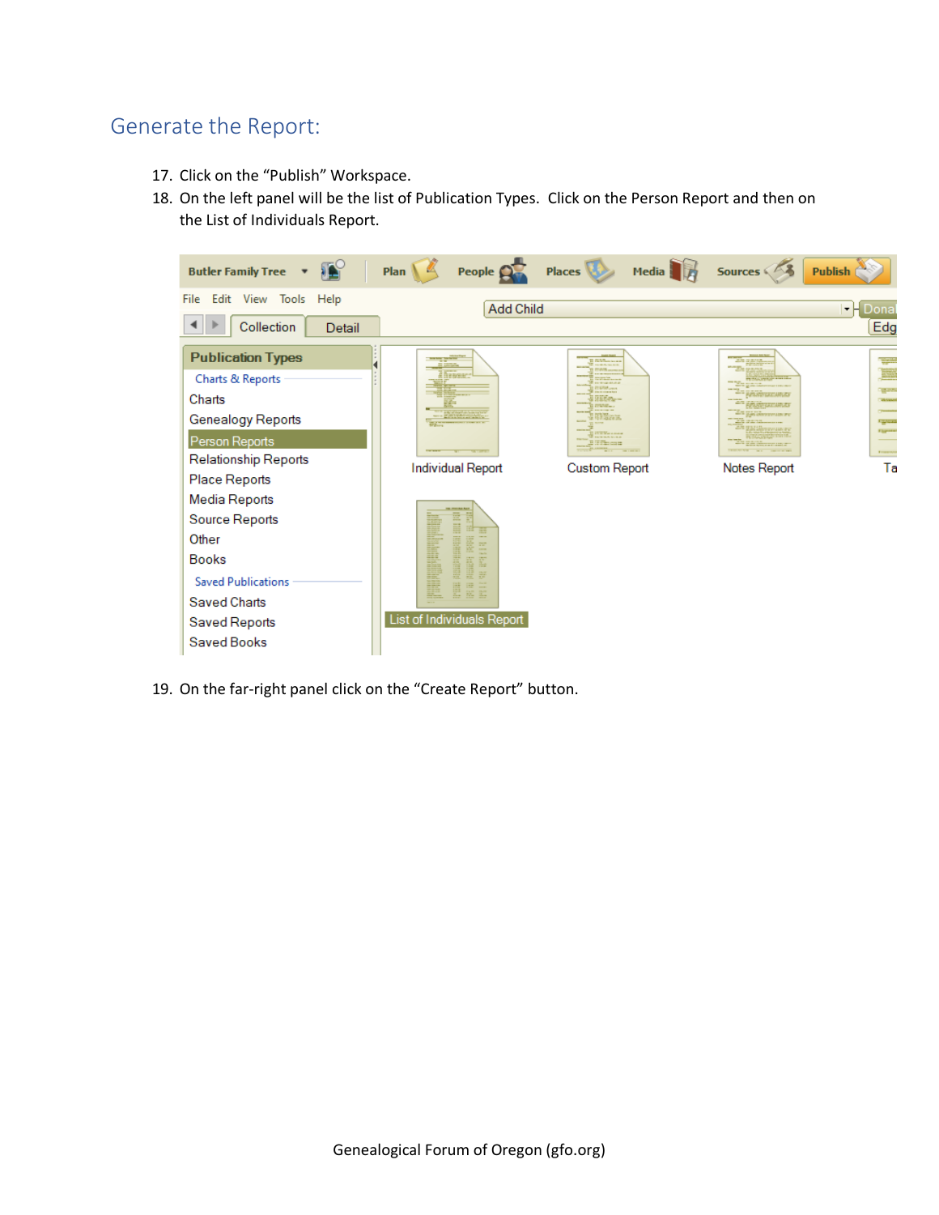## Generate the Report:

17. Click on the "Publish" Workspace.
18. On the left panel will be the list of Publication Types. Click on the Person Report and then on the List of Individuals Report.
19. On the far-right panel click on the "Create Report" button.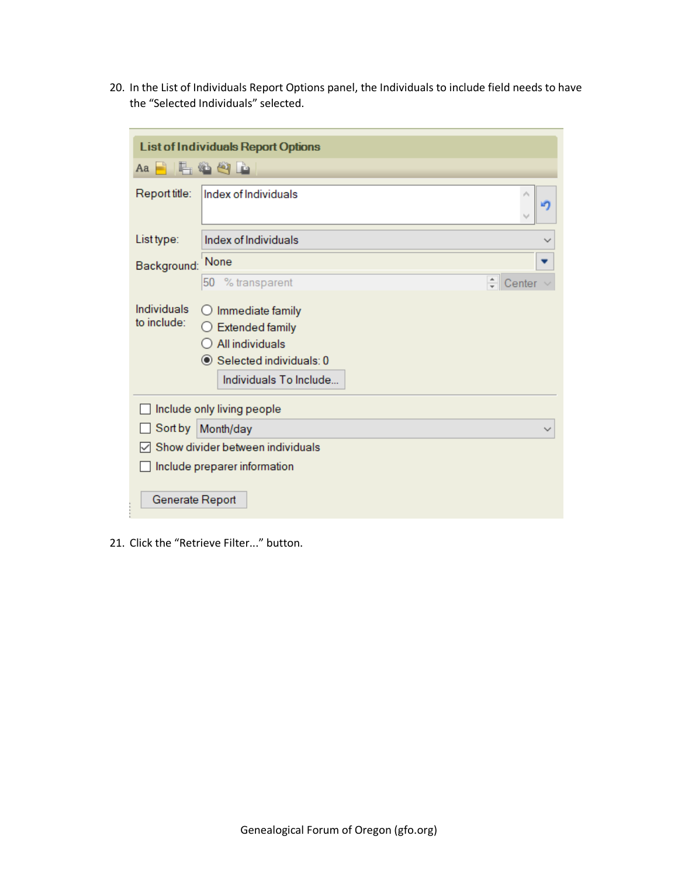20. In the List of Individuals Report Options panel, the Individuals to include field needs to have the “Selected Individuals” selected.

21. Click the “Retrieve Filter...” button.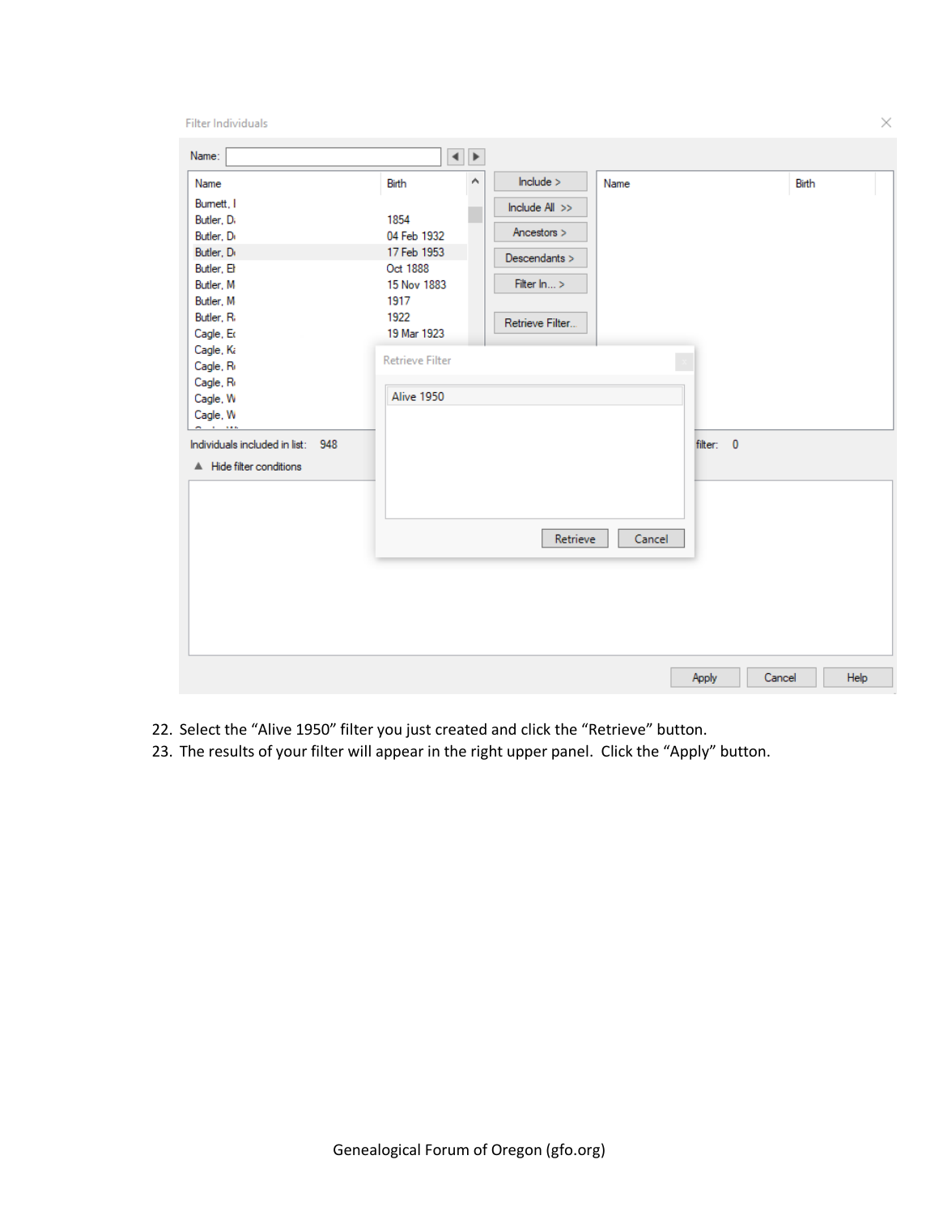22. Select the "Alive 1950" filter you just created and click the "Retrieve" button.
23. The results of your filter will appear in the right upper panel. Click the "Apply" button.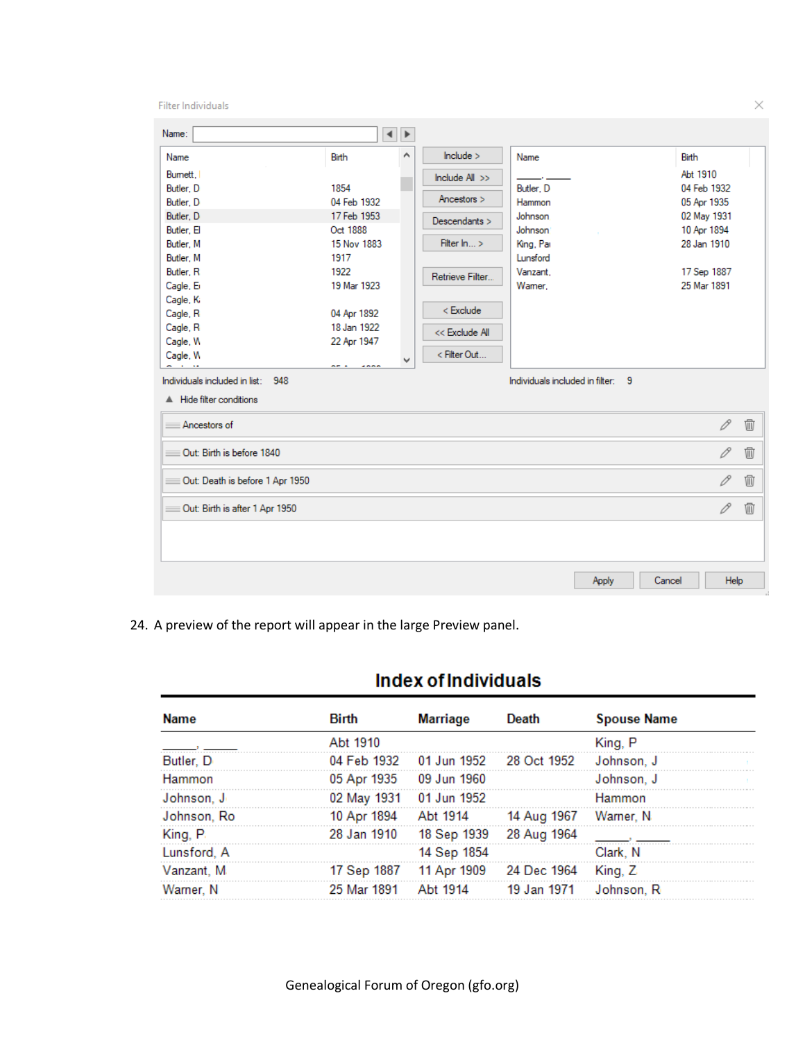Filter Individuals

Name:

| Name | Birth |
|---|---|
| Burnett, | |
| Butler, D | 1854 |
| Butler, D | 04 Feb 1932 |
| Butler, D | 17 Feb 1953 |
| Butler, El | Oct 1888 |
| Butler, M | 15 Nov 1883 |
| Butler, M | 1917 |
| Butler, R | 1922 |
| Cagle, E | 19 Mar 1923 |
| Cagle, K | |
| Cagle, R | 04 Apr 1892 |
| Cagle, R | 18 Jan 1922 |
| Cagle, W | 22 Apr 1947 |
| Cagle, W | |

Include > | Include All >> | Ancestors > | Descendants > | Filter In... > | Retrieve Filter... | < Exclude | << Exclude All | < Filter Out...

| Name | Birth |
|---|---|
| _____, _____ | Abt 1910 |
| Butler, D | 04 Feb 1932 |
| Hammon | 05 Apr 1935 |
| Johnson | 02 May 1931 |
| Johnson | 10 Apr 1894 |
| King, Pa | 28 Jan 1910 |
| Lunsford | |
| Vanzant, | 17 Sep 1887 |
| Warner, | 25 Mar 1891 |

Individuals included in list: 948

Individuals included in filter: 9

▲ Hide filter conditions

- Ancestors of
- Out: Birth is before 1840
- Out: Death is before 1 Apr 1950
- Out: Birth is after 1 Apr 1950

Apply | Cancel | Help

24. A preview of the report will appear in the large Preview panel.

## Index of Individuals

| Name | Birth | Marriage | Death | Spouse Name |
|---|---|---|---|---|
| _____, _____ | Abt 1910 | | | King, P |
| Butler, D | 04 Feb 1932 | 01 Jun 1952 | 28 Oct 1952 | Johnson, J |
| Hammon | 05 Apr 1935 | 09 Jun 1960 | | Johnson, J |
| Johnson, J | 02 May 1931 | 01 Jun 1952 | | Hammon |
| Johnson, Ro | 10 Apr 1894 | Abt 1914 | 14 Aug 1967 | Warner, N |
| King, P | 28 Jan 1910 | 18 Sep 1939 | 28 Aug 1964 | _____, _____ |
| Lunsford, A | | 14 Sep 1854 | | Clark, N |
| Vanzant, M | 17 Sep 1887 | 11 Apr 1909 | 24 Dec 1964 | King, Z |
| Warner, N | 25 Mar 1891 | Abt 1914 | 19 Jan 1971 | Johnson, R |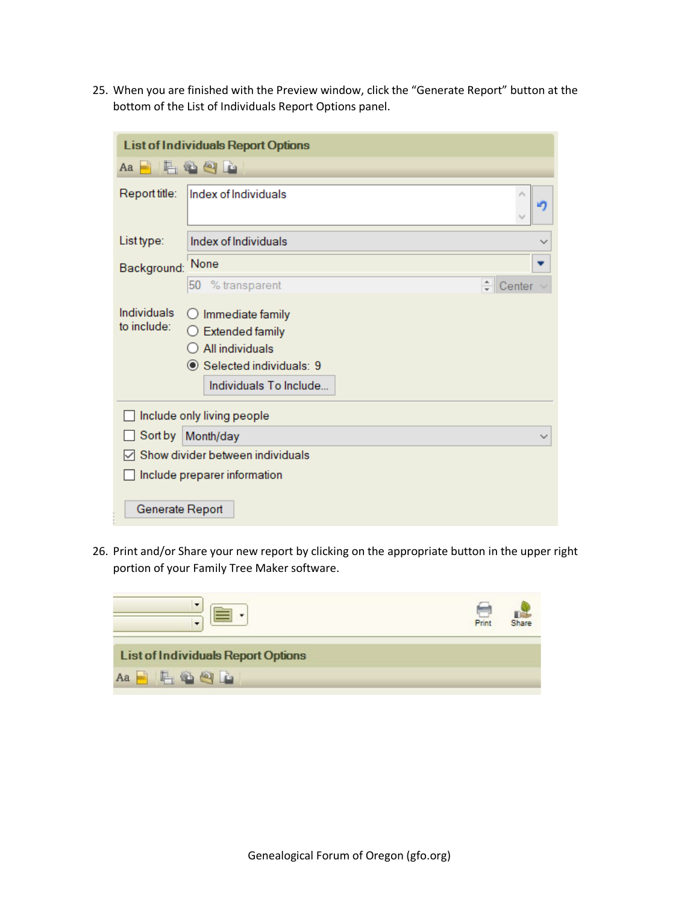25. When you are finished with the Preview window, click the "Generate Report" button at the bottom of the List of Individuals Report Options panel.

26. Print and/or Share your new report by clicking on the appropriate button in the upper right portion of your Family Tree Maker software.